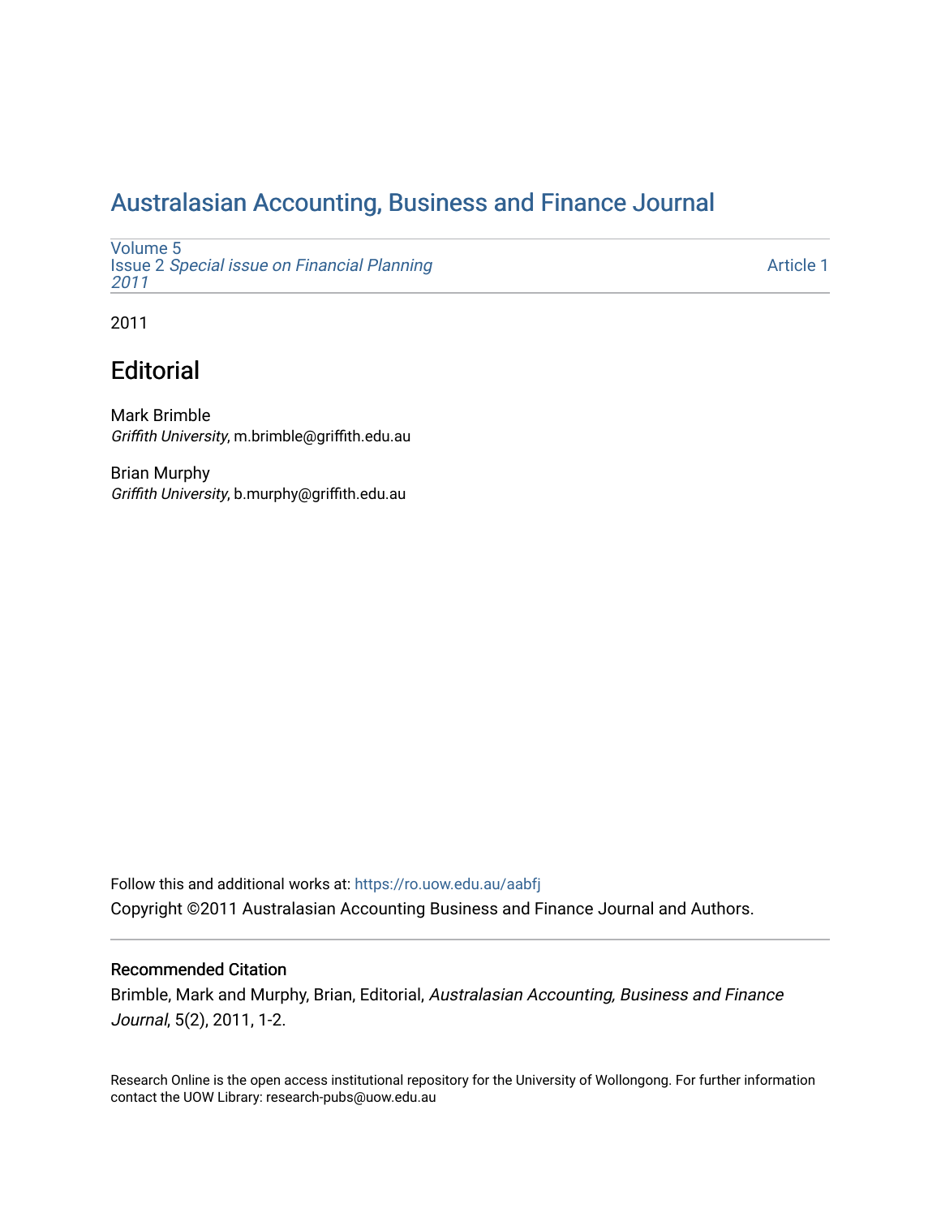# Australasian Accounting, Business and Finance Journal

Volume 5
Issue 2 *Special issue on Financial Planning 2011*

Article 1

2011

## Editorial

Mark Brimble
*Griffith University*, m.brimble@griffith.edu.au

Brian Murphy
*Griffith University*, b.murphy@griffith.edu.au

Follow this and additional works at: https://ro.uow.edu.au/aabfj

Copyright ©2011 Australasian Accounting Business and Finance Journal and Authors.

### Recommended Citation

Brimble, Mark and Murphy, Brian, Editorial, *Australasian Accounting, Business and Finance Journal*, 5(2), 2011, 1-2.

Research Online is the open access institutional repository for the University of Wollongong. For further information contact the UOW Library: research-pubs@uow.edu.au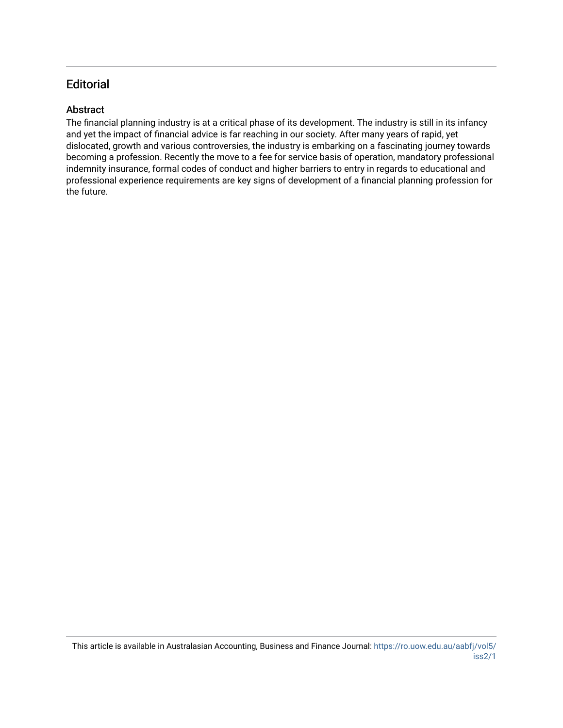# Editorial

## Abstract

The financial planning industry is at a critical phase of its development. The industry is still in its infancy and yet the impact of financial advice is far reaching in our society. After many years of rapid, yet dislocated, growth and various controversies, the industry is embarking on a fascinating journey towards becoming a profession. Recently the move to a fee for service basis of operation, mandatory professional indemnity insurance, formal codes of conduct and higher barriers to entry in regards to educational and professional experience requirements are key signs of development of a financial planning profession for the future.

This article is available in Australasian Accounting, Business and Finance Journal: https://ro.uow.edu.au/aabfj/vol5/iss2/1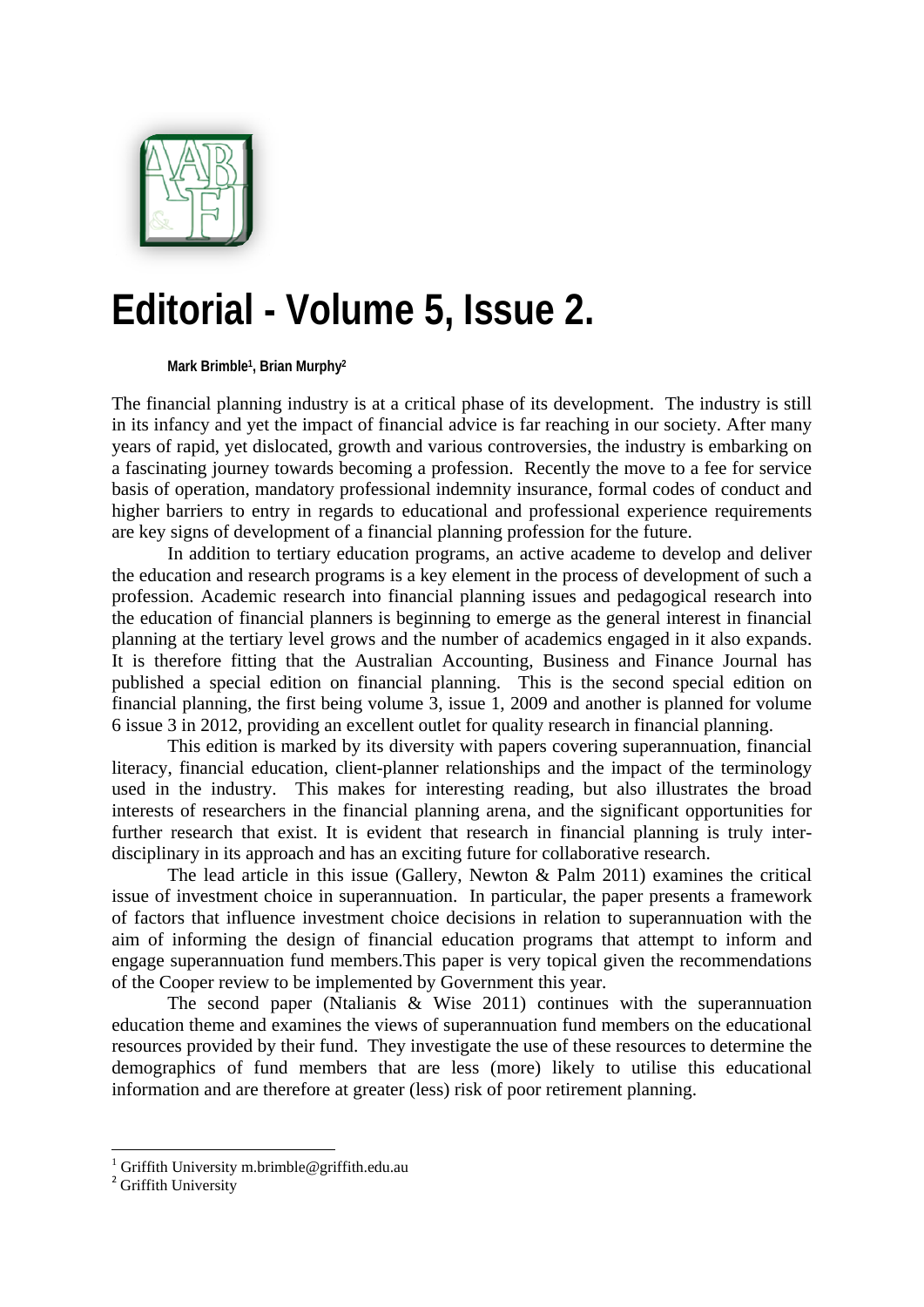# Editorial - Volume 5, Issue 2.

**Mark Brimble[1], Brian Murphy[2]**

The financial planning industry is at a critical phase of its development. The industry is still in its infancy and yet the impact of financial advice is far reaching in our society. After many years of rapid, yet dislocated, growth and various controversies, the industry is embarking on a fascinating journey towards becoming a profession. Recently the move to a fee for service basis of operation, mandatory professional indemnity insurance, formal codes of conduct and higher barriers to entry in regards to educational and professional experience requirements are key signs of development of a financial planning profession for the future.

In addition to tertiary education programs, an active academe to develop and deliver the education and research programs is a key element in the process of development of such a profession. Academic research into financial planning issues and pedagogical research into the education of financial planners is beginning to emerge as the general interest in financial planning at the tertiary level grows and the number of academics engaged in it also expands. It is therefore fitting that the Australian Accounting, Business and Finance Journal has published a special edition on financial planning. This is the second special edition on financial planning, the first being volume 3, issue 1, 2009 and another is planned for volume 6 issue 3 in 2012, providing an excellent outlet for quality research in financial planning.

This edition is marked by its diversity with papers covering superannuation, financial literacy, financial education, client-planner relationships and the impact of the terminology used in the industry. This makes for interesting reading, but also illustrates the broad interests of researchers in the financial planning arena, and the significant opportunities for further research that exist. It is evident that research in financial planning is truly inter-disciplinary in its approach and has an exciting future for collaborative research.

The lead article in this issue (Gallery, Newton & Palm 2011) examines the critical issue of investment choice in superannuation. In particular, the paper presents a framework of factors that influence investment choice decisions in relation to superannuation with the aim of informing the design of financial education programs that attempt to inform and engage superannuation fund members.This paper is very topical given the recommendations of the Cooper review to be implemented by Government this year.

The second paper (Ntalianis & Wise 2011) continues with the superannuation education theme and examines the views of superannuation fund members on the educational resources provided by their fund. They investigate the use of these resources to determine the demographics of fund members that are less (more) likely to utilise this educational information and are therefore at greater (less) risk of poor retirement planning.

[1] Griffith University m.brimble@griffith.edu.au

[2] Griffith University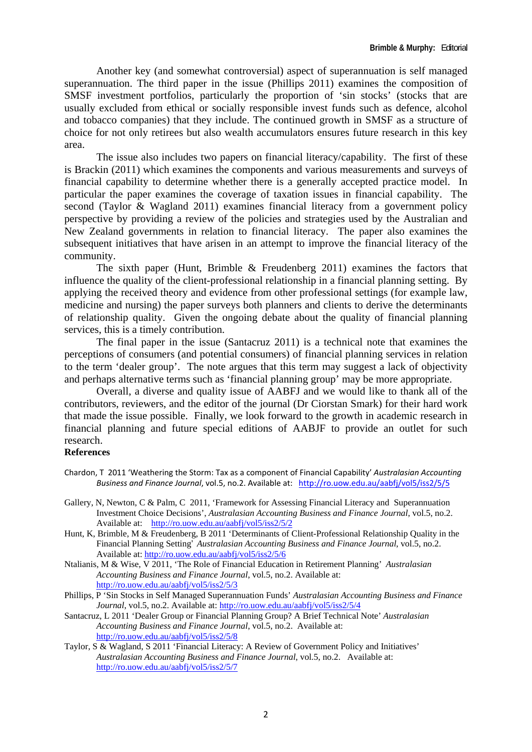Another key (and somewhat controversial) aspect of superannuation is self managed superannuation. The third paper in the issue (Phillips 2011) examines the composition of SMSF investment portfolios, particularly the proportion of 'sin stocks' (stocks that are usually excluded from ethical or socially responsible invest funds such as defence, alcohol and tobacco companies) that they include. The continued growth in SMSF as a structure of choice for not only retirees but also wealth accumulators ensures future research in this key area.

The issue also includes two papers on financial literacy/capability. The first of these is Brackin (2011) which examines the components and various measurements and surveys of financial capability to determine whether there is a generally accepted practice model. In particular the paper examines the coverage of taxation issues in financial capability. The second (Taylor & Wagland 2011) examines financial literacy from a government policy perspective by providing a review of the policies and strategies used by the Australian and New Zealand governments in relation to financial literacy. The paper also examines the subsequent initiatives that have arisen in an attempt to improve the financial literacy of the community.

The sixth paper (Hunt, Brimble & Freudenberg 2011) examines the factors that influence the quality of the client-professional relationship in a financial planning setting. By applying the received theory and evidence from other professional settings (for example law, medicine and nursing) the paper surveys both planners and clients to derive the determinants of relationship quality. Given the ongoing debate about the quality of financial planning services, this is a timely contribution.

The final paper in the issue (Santacruz 2011) is a technical note that examines the perceptions of consumers (and potential consumers) of financial planning services in relation to the term 'dealer group'. The note argues that this term may suggest a lack of objectivity and perhaps alternative terms such as 'financial planning group' may be more appropriate.

Overall, a diverse and quality issue of AABFJ and we would like to thank all of the contributors, reviewers, and the editor of the journal (Dr Ciorstan Smark) for their hard work that made the issue possible. Finally, we look forward to the growth in academic research in financial planning and future special editions of AABJF to provide an outlet for such research.

**References**

Chardon, T 2011 'Weathering the Storm: Tax as a component of Financial Capability' *Australasian Accounting Business and Finance Journal*, vol.5, no.2. Available at: http://ro.uow.edu.au/aabfj/vol5/iss2/5/5

Gallery, N, Newton, C & Palm, C 2011, 'Framework for Assessing Financial Literacy and Superannuation Investment Choice Decisions', *Australasian Accounting Business and Finance Journal*, vol.5, no.2. Available at: http://ro.uow.edu.au/aabfj/vol5/iss2/5/2

Hunt, K, Brimble, M & Freudenberg, B 2011 'Determinants of Client-Professional Relationship Quality in the Financial Planning Setting' *Australasian Accounting Business and Finance Journal*, vol.5, no.2. Available at: http://ro.uow.edu.au/aabfj/vol5/iss2/5/6

Ntalianis, M & Wise, V 2011, 'The Role of Financial Education in Retirement Planning' *Australasian Accounting Business and Finance Journal*, vol.5, no.2. Available at: http://ro.uow.edu.au/aabfj/vol5/iss2/5/3

Phillips, P 'Sin Stocks in Self Managed Superannuation Funds' *Australasian Accounting Business and Finance Journal*, vol.5, no.2. Available at: http://ro.uow.edu.au/aabfj/vol5/iss2/5/4

Santacruz, L 2011 'Dealer Group or Financial Planning Group? A Brief Technical Note' *Australasian Accounting Business and Finance Journal*, vol.5, no.2. Available at: http://ro.uow.edu.au/aabfj/vol5/iss2/5/8

Taylor, S & Wagland, S 2011 'Financial Literacy: A Review of Government Policy and Initiatives' *Australasian Accounting Business and Finance Journal*, vol.5, no.2. Available at: http://ro.uow.edu.au/aabfj/vol5/iss2/5/7